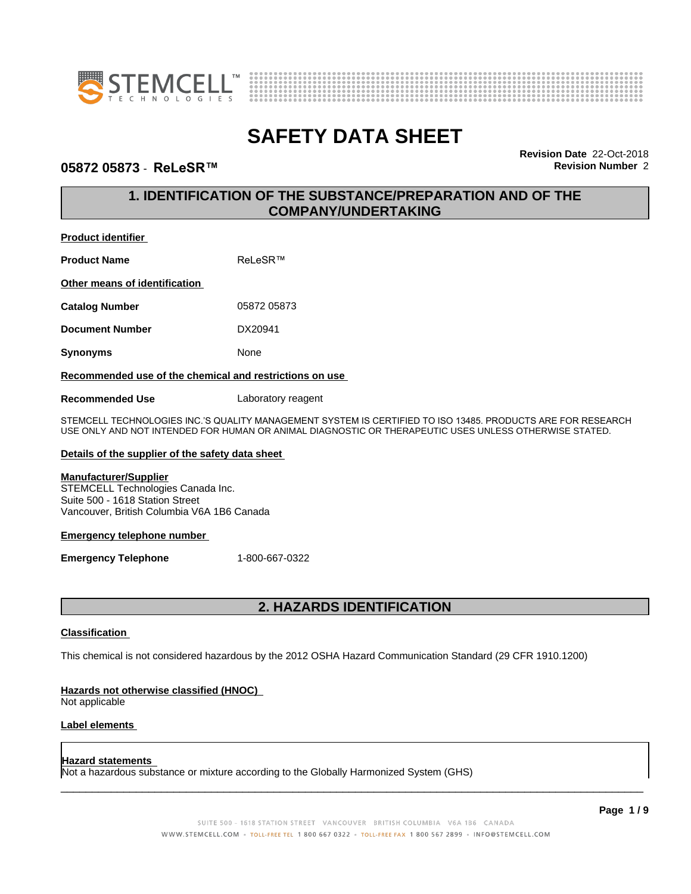# SAFETY DATA SHEET

**05872 05873 - ReLeSR™**

**Revision Date** 22-Oct-2018
**Revision Number** 2

## 1. IDENTIFICATION OF THE SUBSTANCE/PREPARATION AND OF THE COMPANY/UNDERTAKING

**Product identifier**

**Product Name** ReLeSR™

**Other means of identification**

**Catalog Number** 05872 05873

**Document Number** DX20941

**Synonyms** None

**Recommended use of the chemical and restrictions on use**

**Recommended Use** Laboratory reagent

STEMCELL TECHNOLOGIES INC.'S QUALITY MANAGEMENT SYSTEM IS CERTIFIED TO ISO 13485. PRODUCTS ARE FOR RESEARCH USE ONLY AND NOT INTENDED FOR HUMAN OR ANIMAL DIAGNOSTIC OR THERAPEUTIC USES UNLESS OTHERWISE STATED.

**Details of the supplier of the safety data sheet**

**Manufacturer/Supplier**
STEMCELL Technologies Canada Inc.
Suite 500 - 1618 Station Street
Vancouver, British Columbia V6A 1B6 Canada

**Emergency telephone number**

**Emergency Telephone** 1-800-667-0322

## 2. HAZARDS IDENTIFICATION

**Classification**

This chemical is not considered hazardous by the 2012 OSHA Hazard Communication Standard (29 CFR 1910.1200)

**Hazards not otherwise classified (HNOC)**
Not applicable

**Label elements**

**Hazard statements**
Not a hazardous substance or mixture according to the Globally Harmonized System (GHS)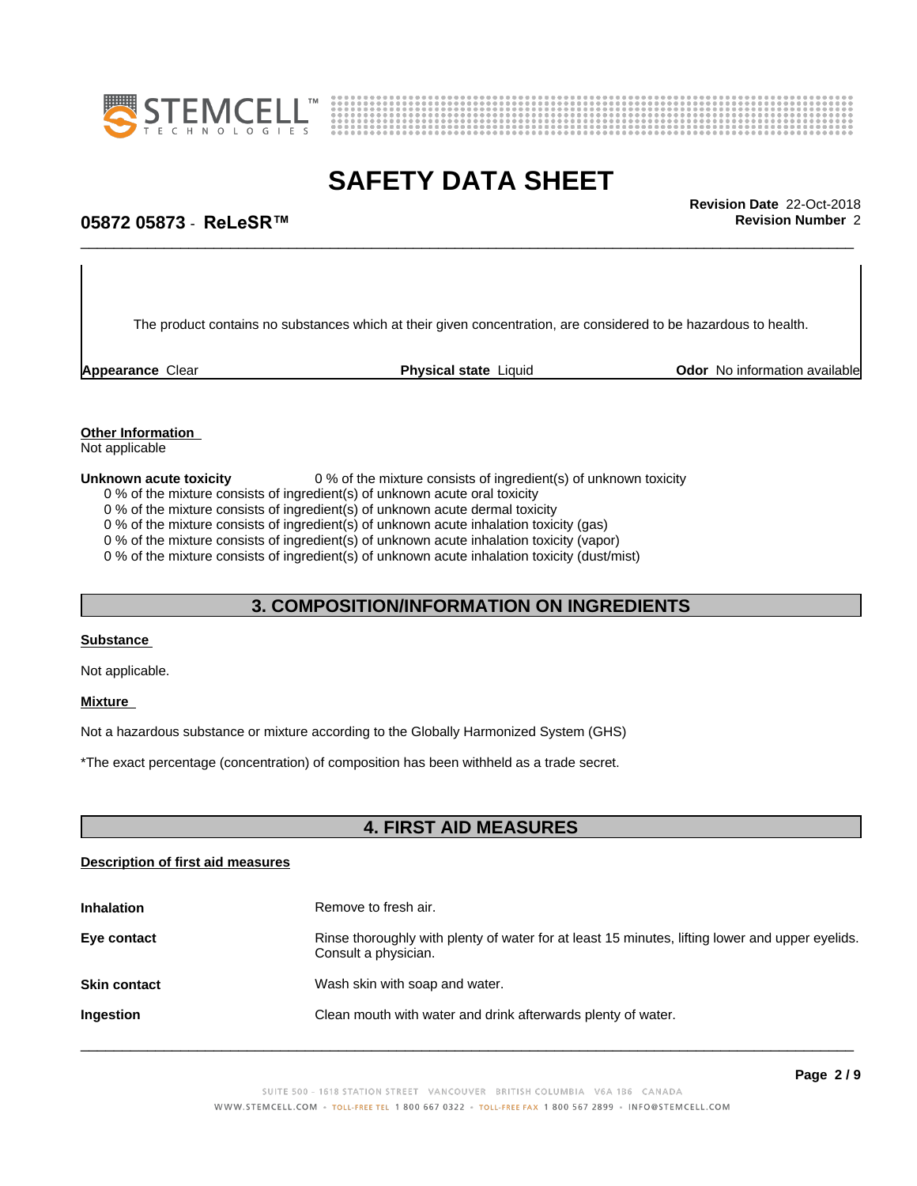The product contains no substances which at their given concentration, are considered to be hazardous to health.

| **Appearance** Clear | **Physical state** Liquid | **Odor** No information available |
|---|---|---|

**Other Information**

Not applicable

**Unknown acute toxicity** 0 % of the mixture consists of ingredient(s) of unknown toxicity

0 % of the mixture consists of ingredient(s) of unknown acute oral toxicity
0 % of the mixture consists of ingredient(s) of unknown acute dermal toxicity
0 % of the mixture consists of ingredient(s) of unknown acute inhalation toxicity (gas)
0 % of the mixture consists of ingredient(s) of unknown acute inhalation toxicity (vapor)
0 % of the mixture consists of ingredient(s) of unknown acute inhalation toxicity (dust/mist)

## 3. COMPOSITION/INFORMATION ON INGREDIENTS

**Substance**

Not applicable.

**Mixture**

Not a hazardous substance or mixture according to the Globally Harmonized System (GHS)

*The exact percentage (concentration) of composition has been withheld as a trade secret.

## 4. FIRST AID MEASURES

**Description of first aid measures**

| | |
|---|---|
| **Inhalation** | Remove to fresh air. |
| **Eye contact** | Rinse thoroughly with plenty of water for at least 15 minutes, lifting lower and upper eyelids. Consult a physician. |
| **Skin contact** | Wash skin with soap and water. |
| **Ingestion** | Clean mouth with water and drink afterwards plenty of water. |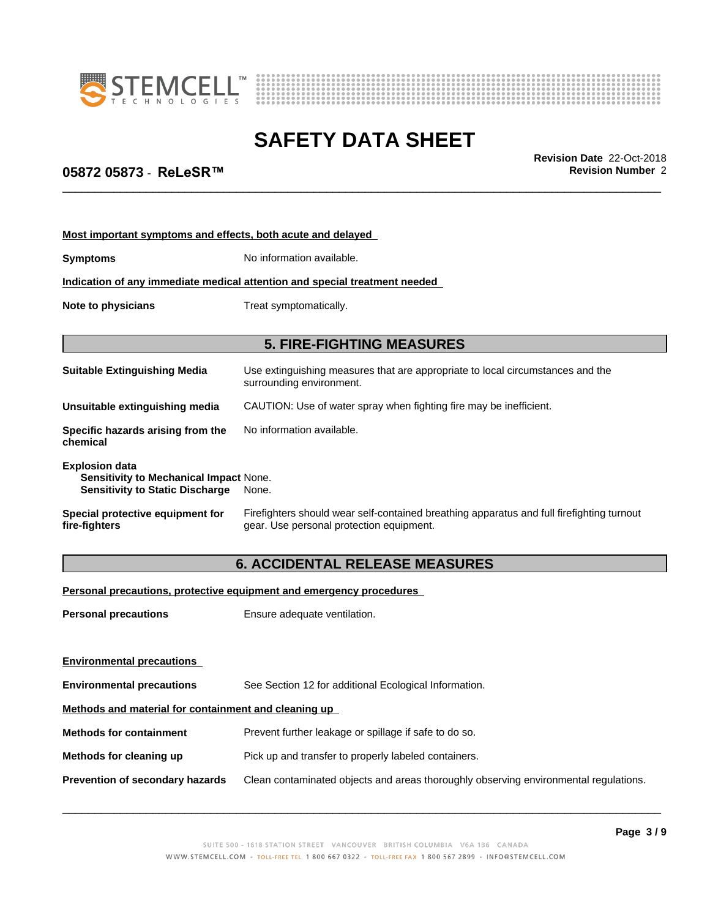**Most important symptoms and effects, both acute and delayed**

**Symptoms** No information available.

**Indication of any immediate medical attention and special treatment needed**

**Note to physicians** Treat symptomatically.

## 5. FIRE-FIGHTING MEASURES

**Suitable Extinguishing Media** Use extinguishing measures that are appropriate to local circumstances and the surrounding environment.

**Unsuitable extinguishing media** CAUTION: Use of water spray when fighting fire may be inefficient.

**Specific hazards arising from the chemical** No information available.

**Explosion data**
**Sensitivity to Mechanical Impact** None.
**Sensitivity to Static Discharge** None.

**Special protective equipment for fire-fighters** Firefighters should wear self-contained breathing apparatus and full firefighting turnout gear. Use personal protection equipment.

## 6. ACCIDENTAL RELEASE MEASURES

**Personal precautions, protective equipment and emergency procedures**

**Personal precautions** Ensure adequate ventilation.

**Environmental precautions**

**Environmental precautions** See Section 12 for additional Ecological Information.

**Methods and material for containment and cleaning up**

**Methods for containment** Prevent further leakage or spillage if safe to do so.

**Methods for cleaning up** Pick up and transfer to properly labeled containers.

**Prevention of secondary hazards** Clean contaminated objects and areas thoroughly observing environmental regulations.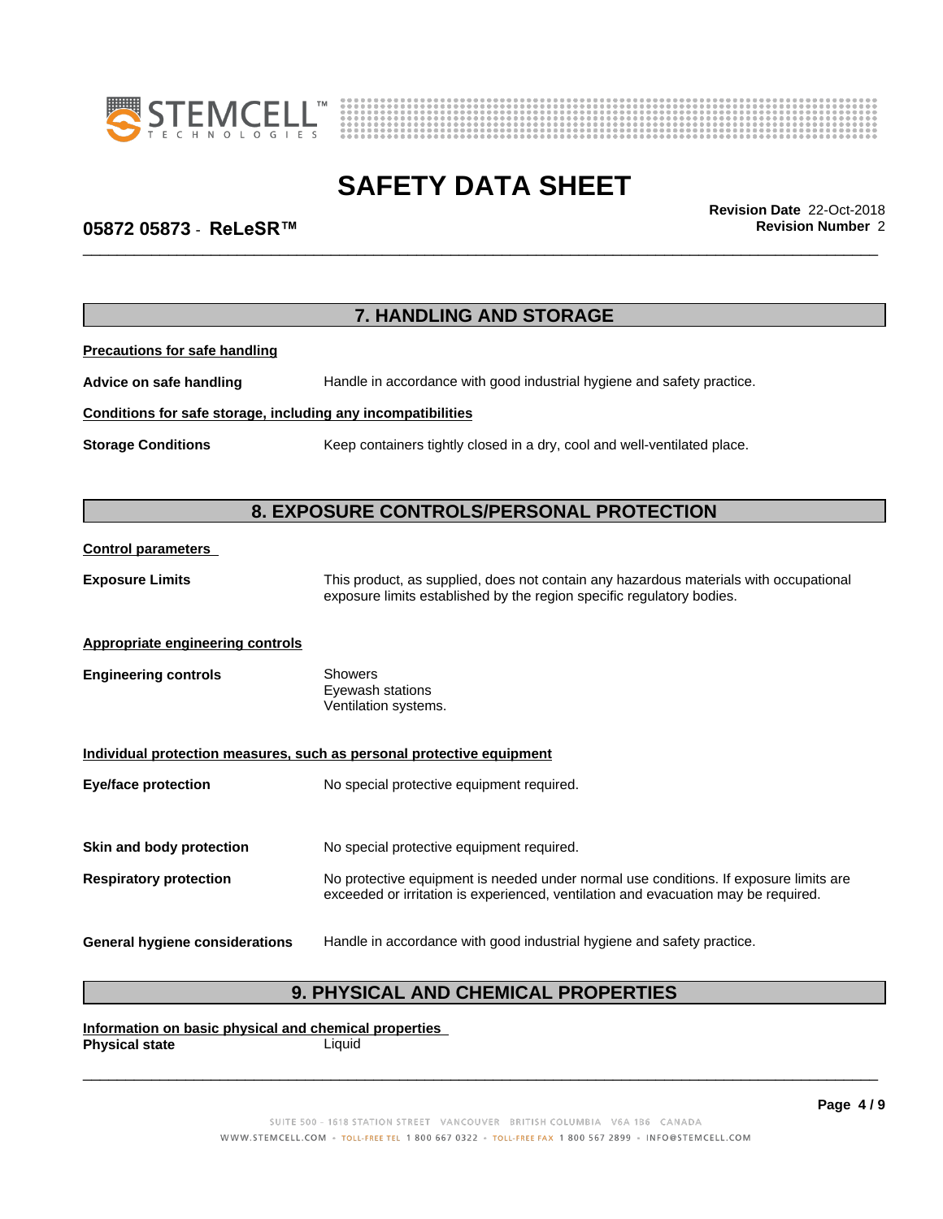## 7. HANDLING AND STORAGE

**Precautions for safe handling**

**Advice on safe handling** Handle in accordance with good industrial hygiene and safety practice.

**Conditions for safe storage, including any incompatibilities**

**Storage Conditions** Keep containers tightly closed in a dry, cool and well-ventilated place.

## 8. EXPOSURE CONTROLS/PERSONAL PROTECTION

**Control parameters**

**Exposure Limits** This product, as supplied, does not contain any hazardous materials with occupational exposure limits established by the region specific regulatory bodies.

**Appropriate engineering controls**

**Engineering controls** Showers
Eyewash stations
Ventilation systems.

**Individual protection measures, such as personal protective equipment**

**Eye/face protection** No special protective equipment required.

**Skin and body protection** No special protective equipment required.

**Respiratory protection** No protective equipment is needed under normal use conditions. If exposure limits are exceeded or irritation is experienced, ventilation and evacuation may be required.

**General hygiene considerations** Handle in accordance with good industrial hygiene and safety practice.

## 9. PHYSICAL AND CHEMICAL PROPERTIES

**Information on basic physical and chemical properties**

**Physical state** Liquid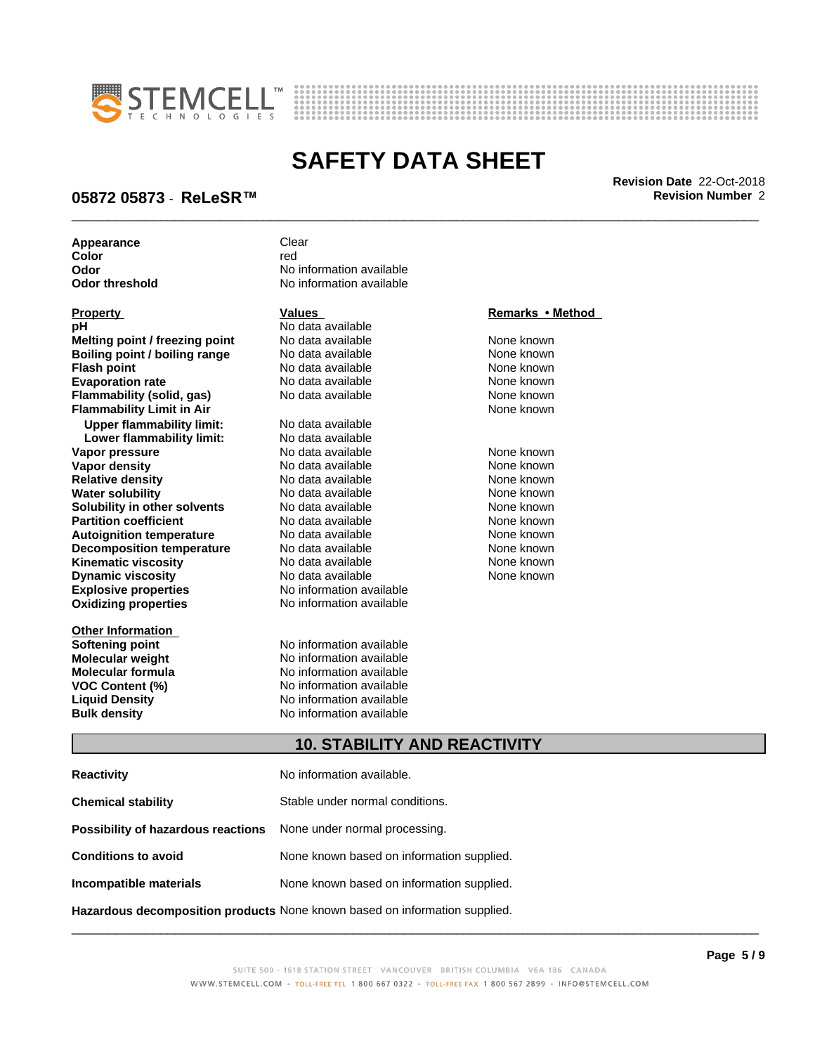| | |
|---|---|
| **Appearance** | Clear |
| **Color** | red |
| **Odor** | No information available |
| **Odor threshold** | No information available |

| Property | Values | Remarks • Method |
|---|---|---|
| **pH** | No data available | |
| **Melting point / freezing point** | No data available | None known |
| **Boiling point / boiling range** | No data available | None known |
| **Flash point** | No data available | None known |
| **Evaporation rate** | No data available | None known |
| **Flammability (solid, gas)** | No data available | None known |
| **Flammability Limit in Air** | | None known |
| **Upper flammability limit:** | No data available | |
| **Lower flammability limit:** | No data available | |
| **Vapor pressure** | No data available | None known |
| **Vapor density** | No data available | None known |
| **Relative density** | No data available | None known |
| **Water solubility** | No data available | None known |
| **Solubility in other solvents** | No data available | None known |
| **Partition coefficient** | No data available | None known |
| **Autoignition temperature** | No data available | None known |
| **Decomposition temperature** | No data available | None known |
| **Kinematic viscosity** | No data available | None known |
| **Dynamic viscosity** | No data available | None known |
| **Explosive properties** | No information available | |
| **Oxidizing properties** | No information available | |

| Other Information | |
|---|---|
| **Softening point** | No information available |
| **Molecular weight** | No information available |
| **Molecular formula** | No information available |
| **VOC Content (%)** | No information available |
| **Liquid Density** | No information available |
| **Bulk density** | No information available |

## 10. STABILITY AND REACTIVITY

| | |
|---|---|
| **Reactivity** | No information available. |
| **Chemical stability** | Stable under normal conditions. |
| **Possibility of hazardous reactions** | None under normal processing. |
| **Conditions to avoid** | None known based on information supplied. |
| **Incompatible materials** | None known based on information supplied. |
| **Hazardous decomposition products** | None known based on information supplied. |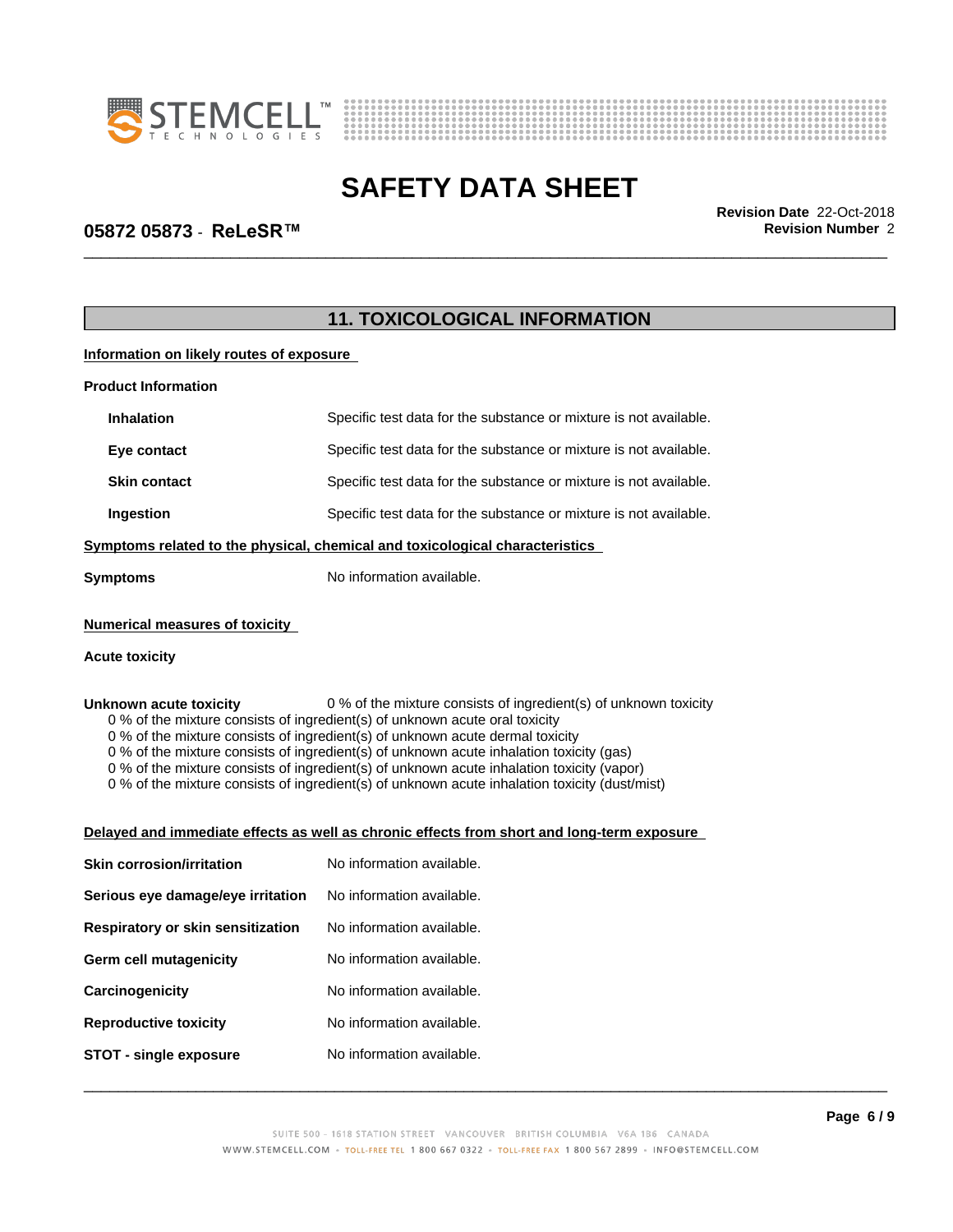## 11. TOXICOLOGICAL INFORMATION

**Information on likely routes of exposure**

**Product Information**

| | |
|---|---|
| **Inhalation** | Specific test data for the substance or mixture is not available. |
| **Eye contact** | Specific test data for the substance or mixture is not available. |
| **Skin contact** | Specific test data for the substance or mixture is not available. |
| **Ingestion** | Specific test data for the substance or mixture is not available. |

**Symptoms related to the physical, chemical and toxicological characteristics**

**Symptoms** No information available.

**Numerical measures of toxicity**

**Acute toxicity**

**Unknown acute toxicity** 0 % of the mixture consists of ingredient(s) of unknown toxicity

0 % of the mixture consists of ingredient(s) of unknown acute oral toxicity
0 % of the mixture consists of ingredient(s) of unknown acute dermal toxicity
0 % of the mixture consists of ingredient(s) of unknown acute inhalation toxicity (gas)
0 % of the mixture consists of ingredient(s) of unknown acute inhalation toxicity (vapor)
0 % of the mixture consists of ingredient(s) of unknown acute inhalation toxicity (dust/mist)

**Delayed and immediate effects as well as chronic effects from short and long-term exposure**

| | |
|---|---|
| **Skin corrosion/irritation** | No information available. |
| **Serious eye damage/eye irritation** | No information available. |
| **Respiratory or skin sensitization** | No information available. |
| **Germ cell mutagenicity** | No information available. |
| **Carcinogenicity** | No information available. |
| **Reproductive toxicity** | No information available. |
| **STOT - single exposure** | No information available. |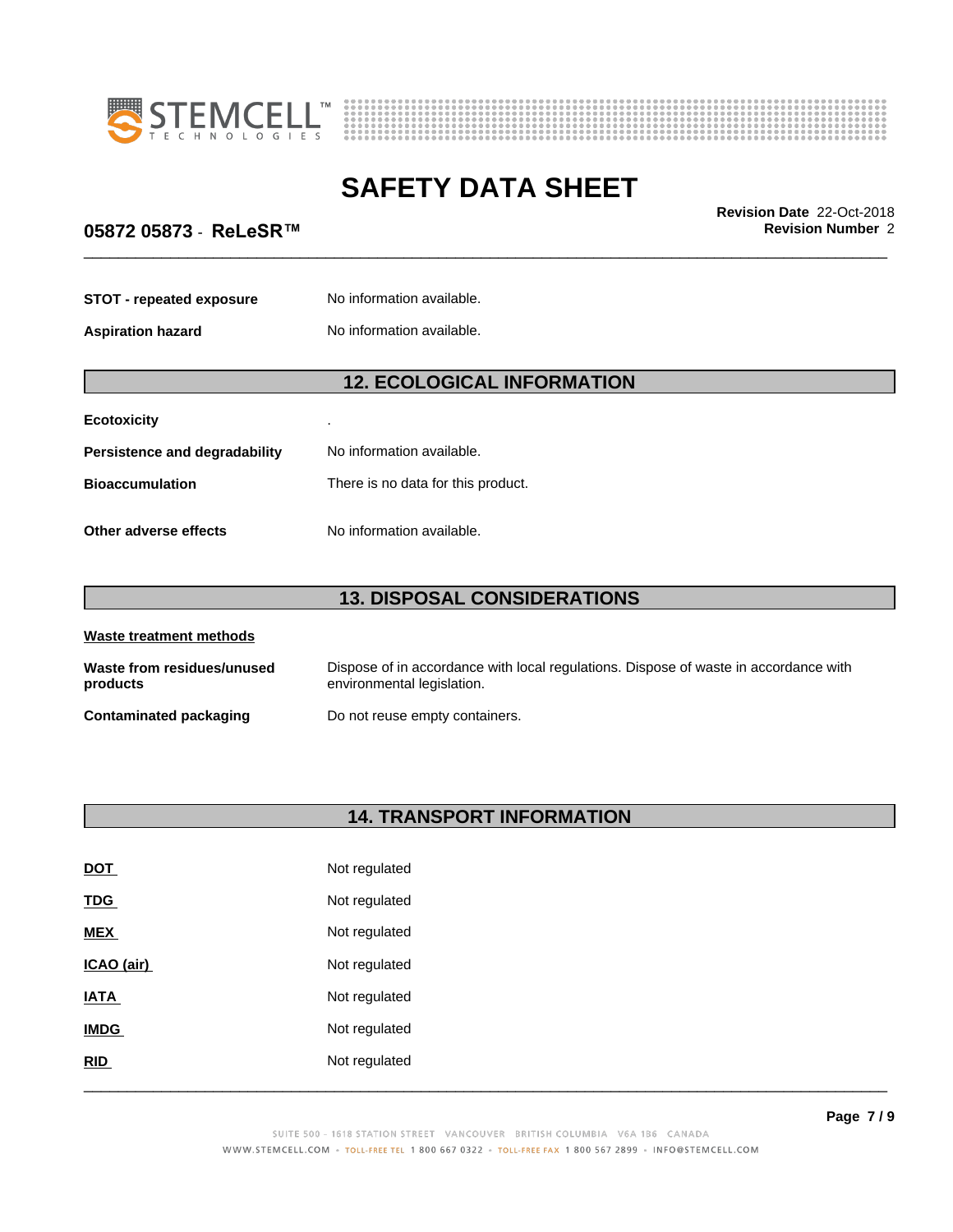**STOT - repeated exposure** No information available.

**Aspiration hazard** No information available.

## 12. ECOLOGICAL INFORMATION

**Ecotoxicity** .

**Persistence and degradability** No information available.

**Bioaccumulation** There is no data for this product.

**Other adverse effects** No information available.

## 13. DISPOSAL CONSIDERATIONS

**Waste treatment methods**

**Waste from residues/unused products** Dispose of in accordance with local regulations. Dispose of waste in accordance with environmental legislation.

**Contaminated packaging** Do not reuse empty containers.

## 14. TRANSPORT INFORMATION

| | |
|---|---|
| **DOT** | Not regulated |
| **TDG** | Not regulated |
| **MEX** | Not regulated |
| **ICAO (air)** | Not regulated |
| **IATA** | Not regulated |
| **IMDG** | Not regulated |
| **RID** | Not regulated |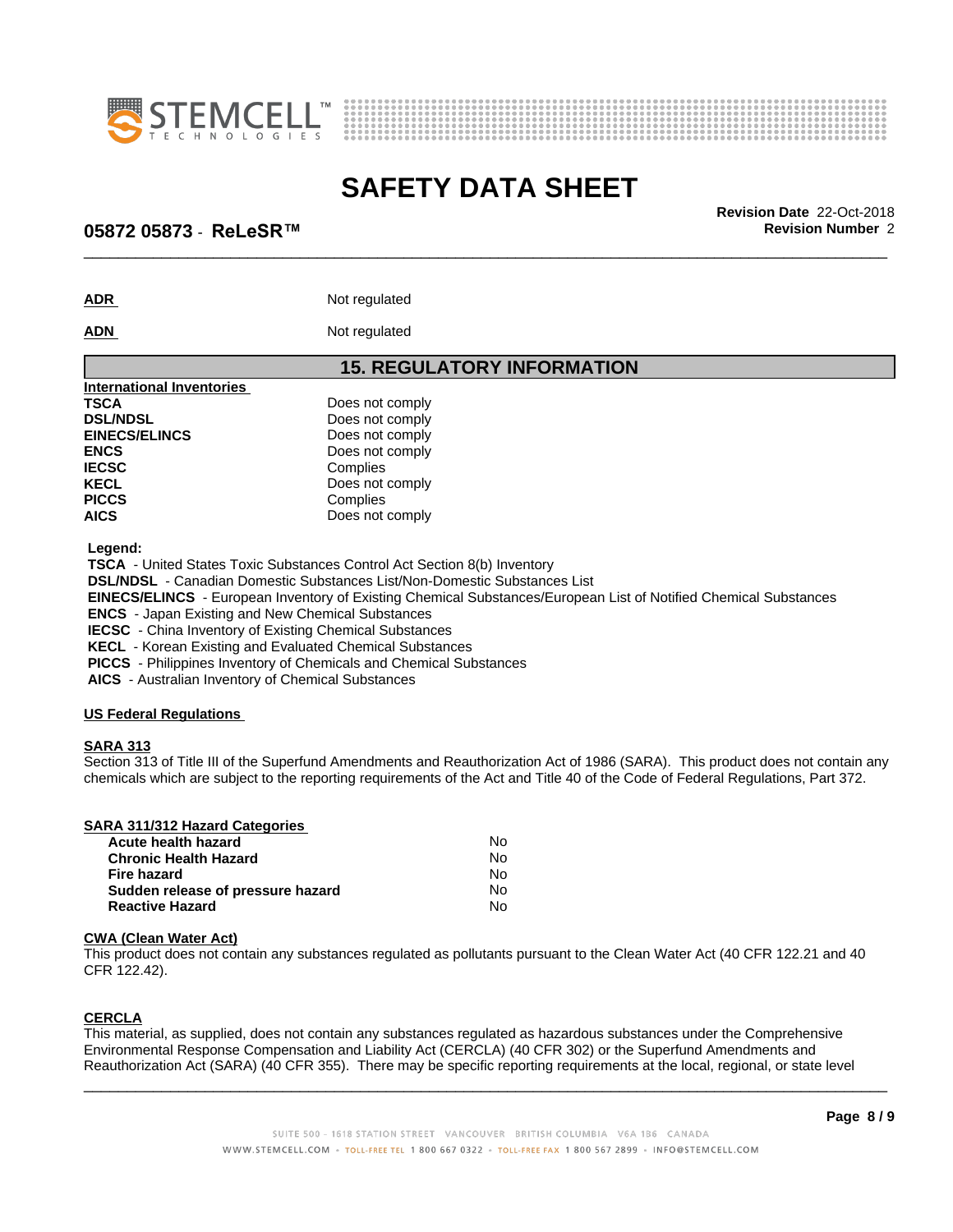| | |
|---|---|
| **ADR** | Not regulated |
| **ADN** | Not regulated |

## 15. REGULATORY INFORMATION

**International Inventories**

| | |
|---|---|
| **TSCA** | Does not comply |
| **DSL/NDSL** | Does not comply |
| **EINECS/ELINCS** | Does not comply |
| **ENCS** | Does not comply |
| **IECSC** | Complies |
| **KECL** | Does not comply |
| **PICCS** | Complies |
| **AICS** | Does not comply |

**Legend:**

**TSCA** - United States Toxic Substances Control Act Section 8(b) Inventory
**DSL/NDSL** - Canadian Domestic Substances List/Non-Domestic Substances List
**EINECS/ELINCS** - European Inventory of Existing Chemical Substances/European List of Notified Chemical Substances
**ENCS** - Japan Existing and New Chemical Substances
**IECSC** - China Inventory of Existing Chemical Substances
**KECL** - Korean Existing and Evaluated Chemical Substances
**PICCS** - Philippines Inventory of Chemicals and Chemical Substances
**AICS** - Australian Inventory of Chemical Substances

**US Federal Regulations**

**SARA 313**

Section 313 of Title III of the Superfund Amendments and Reauthorization Act of 1986 (SARA). This product does not contain any chemicals which are subject to the reporting requirements of the Act and Title 40 of the Code of Federal Regulations, Part 372.

**SARA 311/312 Hazard Categories**

| | |
|---|---|
| **Acute health hazard** | No |
| **Chronic Health Hazard** | No |
| **Fire hazard** | No |
| **Sudden release of pressure hazard** | No |
| **Reactive Hazard** | No |

**CWA (Clean Water Act)**

This product does not contain any substances regulated as pollutants pursuant to the Clean Water Act (40 CFR 122.21 and 40 CFR 122.42).

**CERCLA**

This material, as supplied, does not contain any substances regulated as hazardous substances under the Comprehensive Environmental Response Compensation and Liability Act (CERCLA) (40 CFR 302) or the Superfund Amendments and Reauthorization Act (SARA) (40 CFR 355). There may be specific reporting requirements at the local, regional, or state level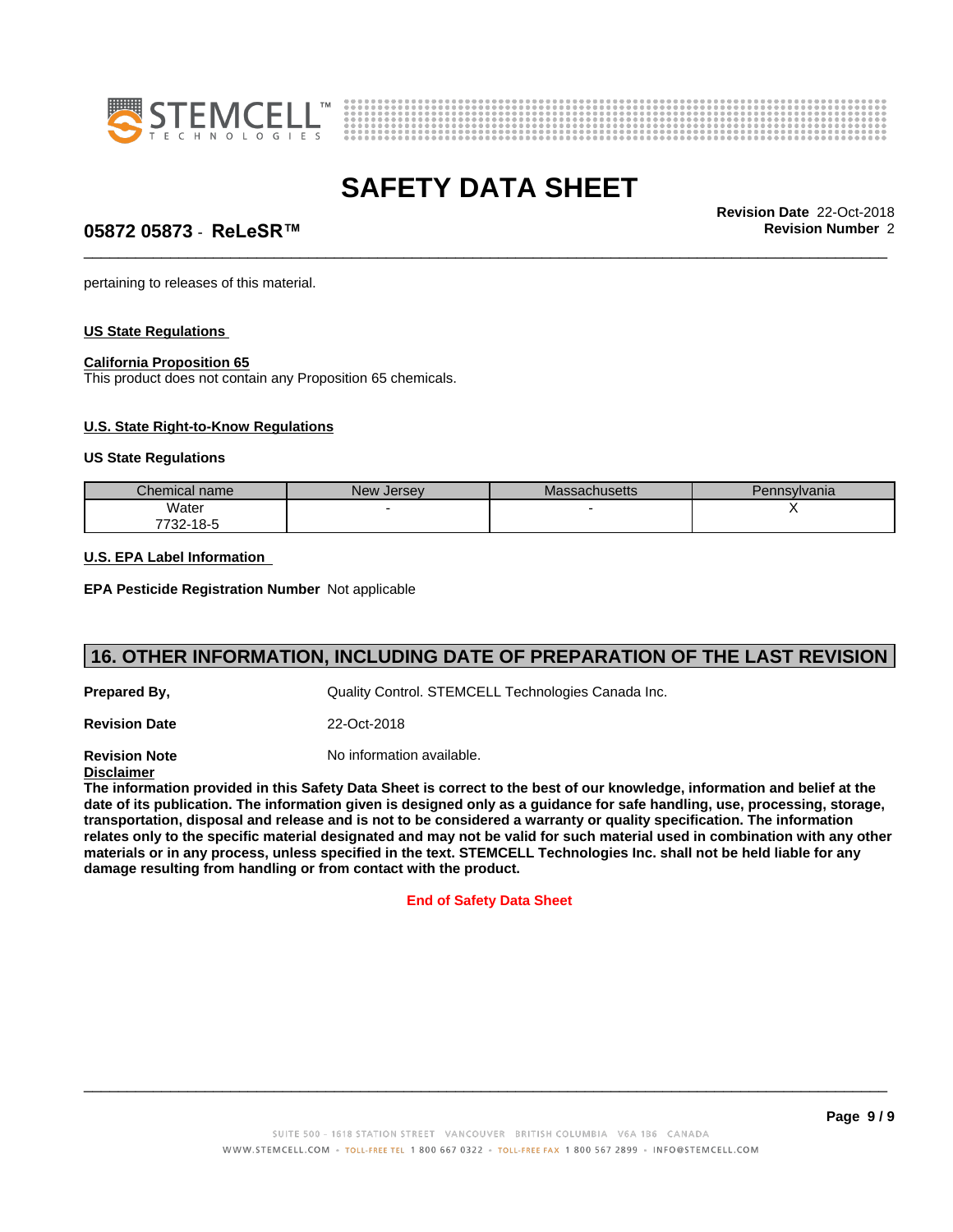pertaining to releases of this material.

**US State Regulations**

**California Proposition 65**

This product does not contain any Proposition 65 chemicals.

**U.S. State Right-to-Know Regulations**

**US State Regulations**

| Chemical name | New Jersey | Massachusetts | Pennsylvania |
|---|---|---|---|
| Water 7732-18-5 | - | - | X |

**U.S. EPA Label Information**

**EPA Pesticide Registration Number** Not applicable

## 16. OTHER INFORMATION, INCLUDING DATE OF PREPARATION OF THE LAST REVISION

**Prepared By,** Quality Control. STEMCELL Technologies Canada Inc.

**Revision Date** 22-Oct-2018

**Revision Note** No information available.

**Disclaimer**

**The information provided in this Safety Data Sheet is correct to the best of our knowledge, information and belief at the date of its publication. The information given is designed only as a guidance for safe handling, use, processing, storage, transportation, disposal and release and is not to be considered a warranty or quality specification. The information relates only to the specific material designated and may not be valid for such material used in combination with any other materials or in any process, unless specified in the text. STEMCELL Technologies Inc. shall not be held liable for any damage resulting from handling or from contact with the product.**

**End of Safety Data Sheet**